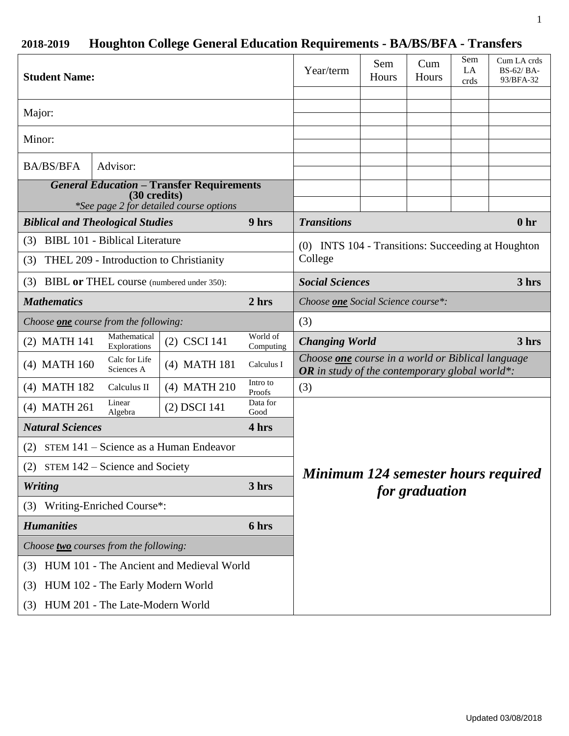## 2018-2019 Houghton College General Education Requirements - BA/BS/BFA - Transfers

| Student Name: | | Year/term | Sem Hours | Cum Hours | Sem LA crds | Cum LA crds BS-62/ BA-93/BFA-32 |
|---|---|---|---|---|---|---|
| | | | | | | |
| Major: | | | | | | |
| | | | | | | |
| Minor: | | | | | | |
| | | | | | | |
| BA/BS/BFA | Advisor: | | | | | |
| | | | | | | |
| ***General Education* – Transfer Requirements (30 credits)** *\*See page 2 for detailed course options* | | | | | | |
| | | | | | | |

| ***Biblical and Theological Studies*** | | | | **9 hrs** |
|---|---|---|---|---|
| (3) BIBL 101 - Biblical Literature | | | | |
| (3) THEL 209 - Introduction to Christianity | | | | |
| (3) BIBL **or** THEL course (numbered under 350): | | | | |
| ***Mathematics*** | | | | **2 hrs** |
| *Choose **one** course from the following:* | | | | |
| (2) MATH 141 | Mathematical Explorations | (2) CSCI 141 | World of Computing | |
| (4) MATH 160 | Calc for Life Sciences A | (4) MATH 181 | Calculus I | |
| (4) MATH 182 | Calculus II | (4) MATH 210 | Intro to Proofs | |
| (4) MATH 261 | Linear Algebra | (2) DSCI 141 | Data for Good | |
| ***Natural Sciences*** | | | | **4 hrs** |
| (2) STEM 141 – Science as a Human Endeavor | | | | |
| (2) STEM 142 – Science and Society | | | | |
| ***Writing*** | | | | **3 hrs** |
| (3) Writing-Enriched Course\*: | | | | |
| ***Humanities*** | | | | **6 hrs** |
| *Choose **two** courses from the following:* | | | | |
| (3) HUM 101 - The Ancient and Medieval World | | | | |
| (3) HUM 102 - The Early Modern World | | | | |
| (3) HUM 201 - The Late-Modern World | | | | |

| ***Transitions*** | **0 hr** |
|---|---|
| (0) INTS 104 - Transitions: Succeeding at Houghton College | |
| ***Social Sciences*** | **3 hrs** |
| *Choose **one** Social Science course\*:* | |
| (3) | |
| ***Changing World*** | **3 hrs** |
| *Choose **one** course in a world or Biblical language **OR** in study of the contemporary global world\*:* | |
| (3) | |

***Minimum 124 semester hours required for graduation***

Updated 03/08/2018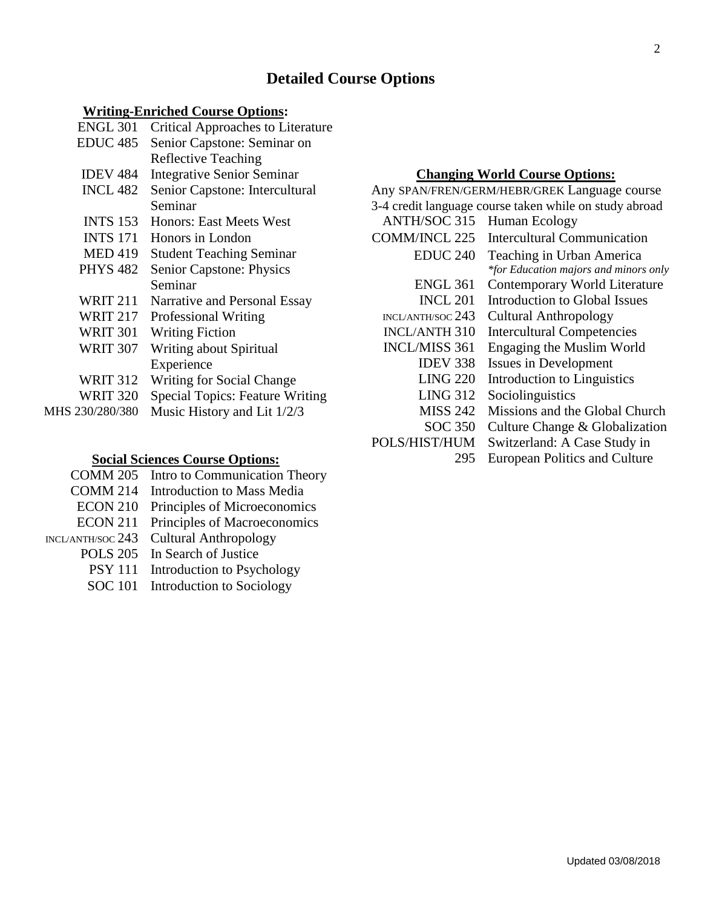# Detailed Course Options

## Writing-Enriched Course Options:

| | |
|---|---|
| ENGL 301 | Critical Approaches to Literature |
| EDUC 485 | Senior Capstone: Seminar on Reflective Teaching |
| IDEV 484 | Integrative Senior Seminar |
| INCL 482 | Senior Capstone: Intercultural Seminar |
| INTS 153 | Honors: East Meets West |
| INTS 171 | Honors in London |
| MED 419 | Student Teaching Seminar |
| PHYS 482 | Senior Capstone: Physics Seminar |
| WRIT 211 | Narrative and Personal Essay |
| WRIT 217 | Professional Writing |
| WRIT 301 | Writing Fiction |
| WRIT 307 | Writing about Spiritual Experience |
| WRIT 312 | Writing for Social Change |
| WRIT 320 | Special Topics: Feature Writing |
| MHS 230/280/380 | Music History and Lit 1/2/3 |

## Social Sciences Course Options:

| | |
|---|---|
| COMM 205 | Intro to Communication Theory |
| COMM 214 | Introduction to Mass Media |
| ECON 210 | Principles of Microeconomics |
| ECON 211 | Principles of Macroeconomics |
| INCL/ANTH/SOC 243 | Cultural Anthropology |
| POLS 205 | In Search of Justice |
| PSY 111 | Introduction to Psychology |
| SOC 101 | Introduction to Sociology |

## Changing World Course Options:

Any SPAN/FREN/GERM/HEBR/GREK Language course

3-4 credit language course taken while on study abroad

| | |
|---|---|
| ANTH/SOC 315 | Human Ecology |
| COMM/INCL 225 | Intercultural Communication |
| EDUC 240 | Teaching in Urban America *\*for Education majors and minors only* |
| ENGL 361 | Contemporary World Literature |
| INCL 201 | Introduction to Global Issues |
| INCL/ANTH/SOC 243 | Cultural Anthropology |
| INCL/ANTH 310 | Intercultural Competencies |
| INCL/MISS 361 | Engaging the Muslim World |
| IDEV 338 | Issues in Development |
| LING 220 | Introduction to Linguistics |
| LING 312 | Sociolinguistics |
| MISS 242 | Missions and the Global Church |
| SOC 350 | Culture Change & Globalization |
| POLS/HIST/HUM 295 | Switzerland: A Case Study in European Politics and Culture |

Updated 03/08/2018